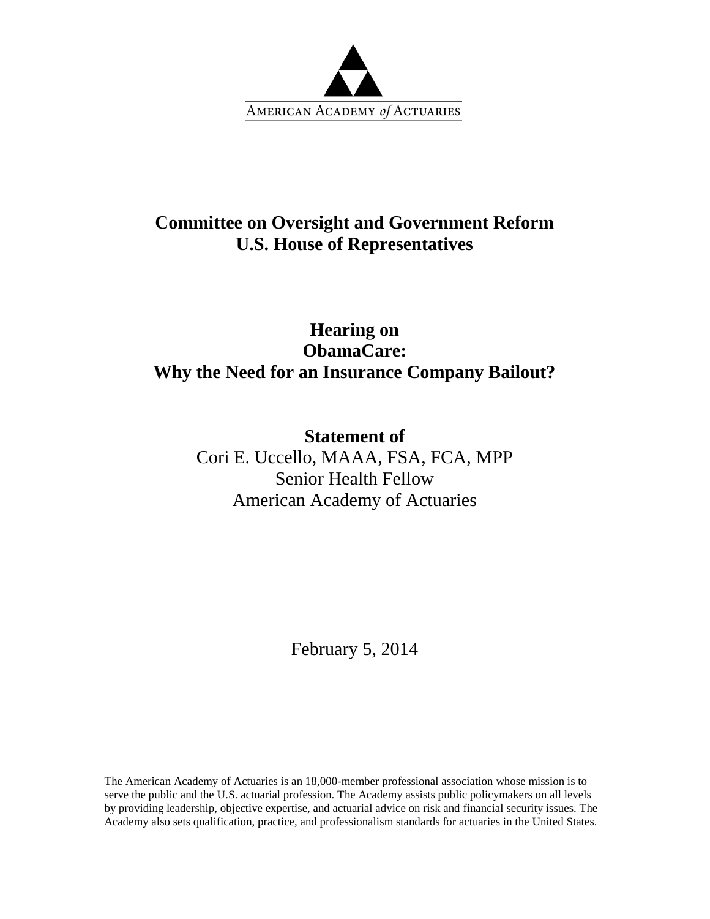AMERICAN ACADEMY *of* ACTUARIES

**Committee on Oversight and Government Reform**
**U.S. House of Representatives**

**Hearing on**
**ObamaCare:**
**Why the Need for an Insurance Company Bailout?**

**Statement of**
Cori E. Uccello, MAAA, FSA, FCA, MPP
Senior Health Fellow
American Academy of Actuaries

February 5, 2014

The American Academy of Actuaries is an 18,000-member professional association whose mission is to serve the public and the U.S. actuarial profession. The Academy assists public policymakers on all levels by providing leadership, objective expertise, and actuarial advice on risk and financial security issues. The Academy also sets qualification, practice, and professionalism standards for actuaries in the United States.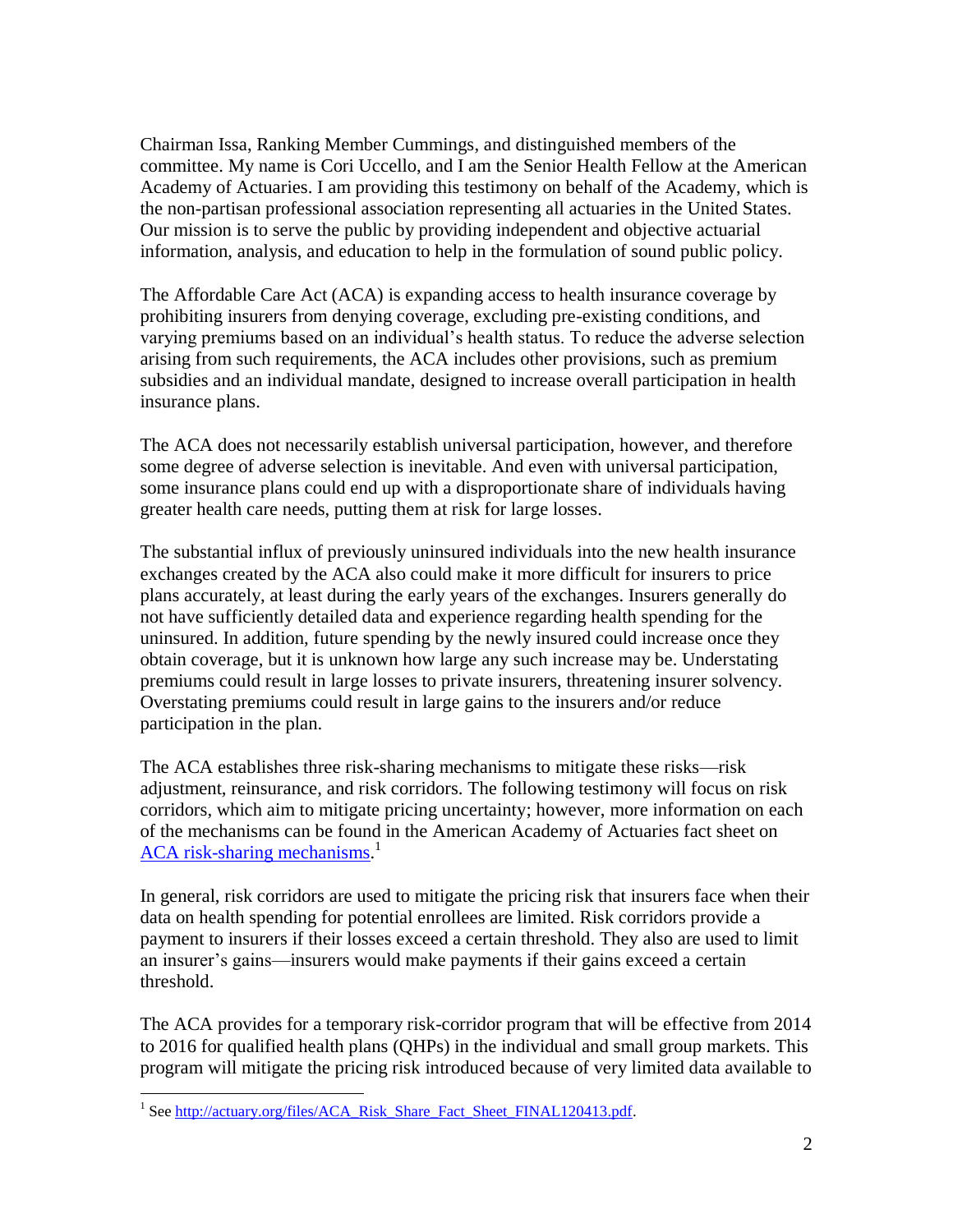Chairman Issa, Ranking Member Cummings, and distinguished members of the committee. My name is Cori Uccello, and I am the Senior Health Fellow at the American Academy of Actuaries. I am providing this testimony on behalf of the Academy, which is the non-partisan professional association representing all actuaries in the United States. Our mission is to serve the public by providing independent and objective actuarial information, analysis, and education to help in the formulation of sound public policy.

The Affordable Care Act (ACA) is expanding access to health insurance coverage by prohibiting insurers from denying coverage, excluding pre-existing conditions, and varying premiums based on an individual's health status. To reduce the adverse selection arising from such requirements, the ACA includes other provisions, such as premium subsidies and an individual mandate, designed to increase overall participation in health insurance plans.

The ACA does not necessarily establish universal participation, however, and therefore some degree of adverse selection is inevitable. And even with universal participation, some insurance plans could end up with a disproportionate share of individuals having greater health care needs, putting them at risk for large losses.

The substantial influx of previously uninsured individuals into the new health insurance exchanges created by the ACA also could make it more difficult for insurers to price plans accurately, at least during the early years of the exchanges. Insurers generally do not have sufficiently detailed data and experience regarding health spending for the uninsured. In addition, future spending by the newly insured could increase once they obtain coverage, but it is unknown how large any such increase may be. Understating premiums could result in large losses to private insurers, threatening insurer solvency. Overstating premiums could result in large gains to the insurers and/or reduce participation in the plan.

The ACA establishes three risk-sharing mechanisms to mitigate these risks—risk adjustment, reinsurance, and risk corridors. The following testimony will focus on risk corridors, which aim to mitigate pricing uncertainty; however, more information on each of the mechanisms can be found in the American Academy of Actuaries fact sheet on [ACA risk-sharing mechanisms](http://actuary.org/files/ACA_Risk_Share_Fact_Sheet_FINAL120413.pdf).[1]

In general, risk corridors are used to mitigate the pricing risk that insurers face when their data on health spending for potential enrollees are limited. Risk corridors provide a payment to insurers if their losses exceed a certain threshold. They also are used to limit an insurer's gains—insurers would make payments if their gains exceed a certain threshold.

The ACA provides for a temporary risk-corridor program that will be effective from 2014 to 2016 for qualified health plans (QHPs) in the individual and small group markets. This program will mitigate the pricing risk introduced because of very limited data available to

---

[1] See http://actuary.org/files/ACA_Risk_Share_Fact_Sheet_FINAL120413.pdf.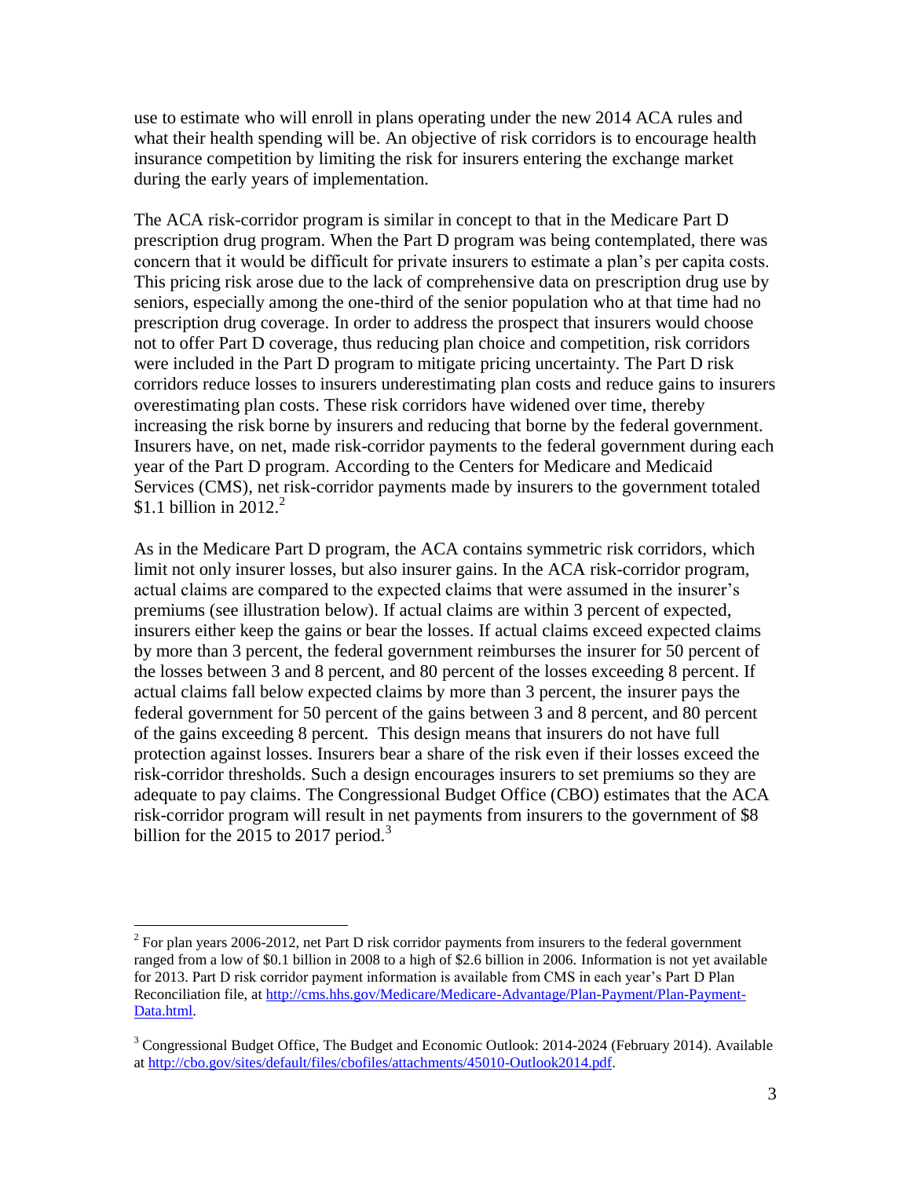use to estimate who will enroll in plans operating under the new 2014 ACA rules and what their health spending will be. An objective of risk corridors is to encourage health insurance competition by limiting the risk for insurers entering the exchange market during the early years of implementation.

The ACA risk-corridor program is similar in concept to that in the Medicare Part D prescription drug program. When the Part D program was being contemplated, there was concern that it would be difficult for private insurers to estimate a plan's per capita costs. This pricing risk arose due to the lack of comprehensive data on prescription drug use by seniors, especially among the one-third of the senior population who at that time had no prescription drug coverage. In order to address the prospect that insurers would choose not to offer Part D coverage, thus reducing plan choice and competition, risk corridors were included in the Part D program to mitigate pricing uncertainty. The Part D risk corridors reduce losses to insurers underestimating plan costs and reduce gains to insurers overestimating plan costs. These risk corridors have widened over time, thereby increasing the risk borne by insurers and reducing that borne by the federal government. Insurers have, on net, made risk-corridor payments to the federal government during each year of the Part D program. According to the Centers for Medicare and Medicaid Services (CMS), net risk-corridor payments made by insurers to the government totaled \$1.1 billion in 2012.[2]

As in the Medicare Part D program, the ACA contains symmetric risk corridors, which limit not only insurer losses, but also insurer gains. In the ACA risk-corridor program, actual claims are compared to the expected claims that were assumed in the insurer's premiums (see illustration below). If actual claims are within 3 percent of expected, insurers either keep the gains or bear the losses. If actual claims exceed expected claims by more than 3 percent, the federal government reimburses the insurer for 50 percent of the losses between 3 and 8 percent, and 80 percent of the losses exceeding 8 percent. If actual claims fall below expected claims by more than 3 percent, the insurer pays the federal government for 50 percent of the gains between 3 and 8 percent, and 80 percent of the gains exceeding 8 percent. This design means that insurers do not have full protection against losses. Insurers bear a share of the risk even if their losses exceed the risk-corridor thresholds. Such a design encourages insurers to set premiums so they are adequate to pay claims. The Congressional Budget Office (CBO) estimates that the ACA risk-corridor program will result in net payments from insurers to the government of \$8 billion for the 2015 to 2017 period.[3]

---

[2] For plan years 2006-2012, net Part D risk corridor payments from insurers to the federal government ranged from a low of \$0.1 billion in 2008 to a high of \$2.6 billion in 2006. Information is not yet available for 2013. Part D risk corridor payment information is available from CMS in each year's Part D Plan Reconciliation file, at http://cms.hhs.gov/Medicare/Medicare-Advantage/Plan-Payment/Plan-Payment-Data.html.

[3] Congressional Budget Office, The Budget and Economic Outlook: 2014-2024 (February 2014). Available at http://cbo.gov/sites/default/files/cbofiles/attachments/45010-Outlook2014.pdf.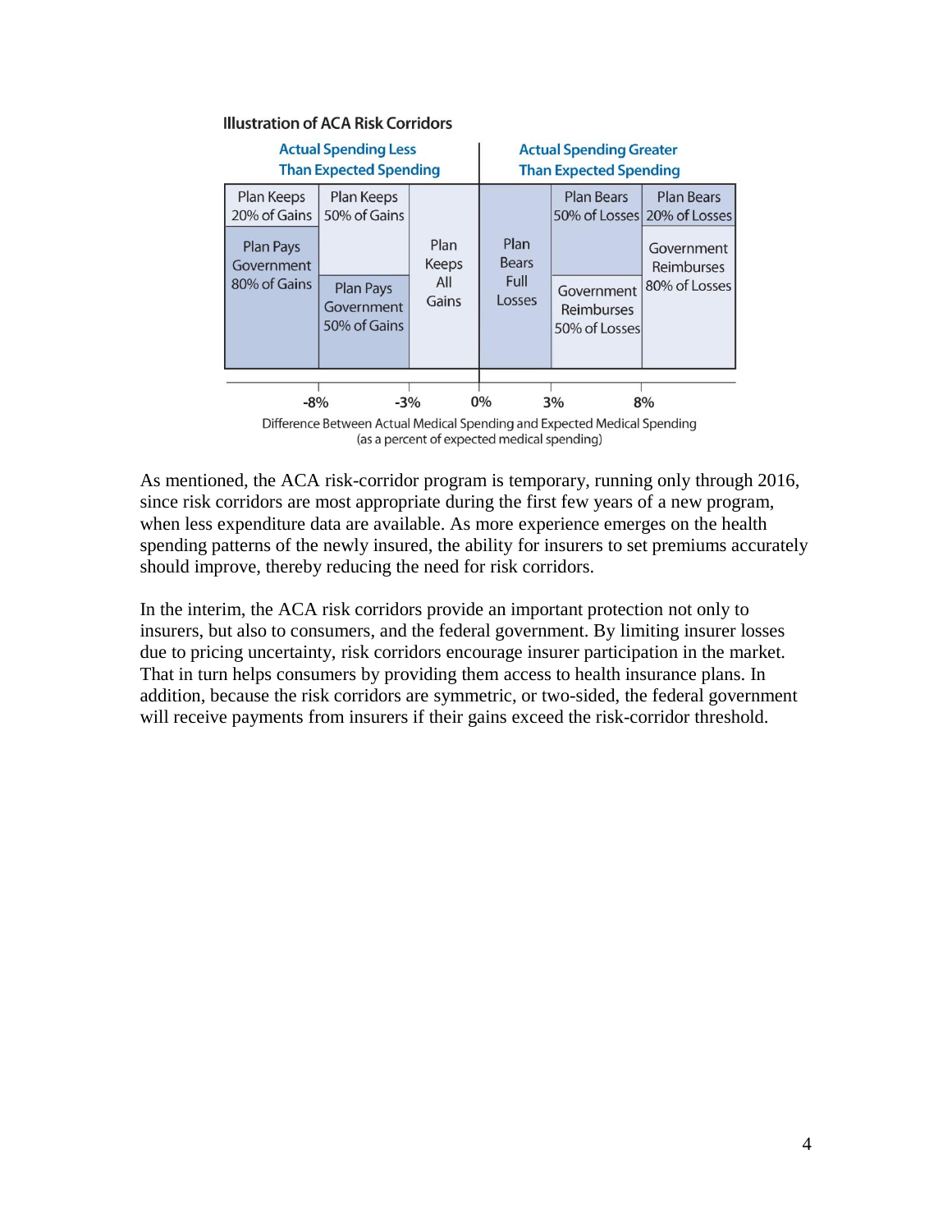**Illustration of ACA Risk Corridors**

Actual Spending Less Than Expected Spending

Actual Spending Greater Than Expected Spending

Plan Keeps 20% of Gains

Plan Pays Government 80% of Gains

Plan Keeps 50% of Gains

Plan Pays Government 50% of Gains

Plan Keeps All Gains

Plan Bears Full Losses

Plan Bears 50% of Losses

Government Reimburses 50% of Losses

Plan Bears 20% of Losses

Government Reimburses 80% of Losses

-8%

-3%

0%

3%

8%

Difference Between Actual Medical Spending and Expected Medical Spending (as a percent of expected medical spending)

As mentioned, the ACA risk-corridor program is temporary, running only through 2016, since risk corridors are most appropriate during the first few years of a new program, when less expenditure data are available. As more experience emerges on the health spending patterns of the newly insured, the ability for insurers to set premiums accurately should improve, thereby reducing the need for risk corridors.

In the interim, the ACA risk corridors provide an important protection not only to insurers, but also to consumers, and the federal government. By limiting insurer losses due to pricing uncertainty, risk corridors encourage insurer participation in the market. That in turn helps consumers by providing them access to health insurance plans. In addition, because the risk corridors are symmetric, or two-sided, the federal government will receive payments from insurers if their gains exceed the risk-corridor threshold.